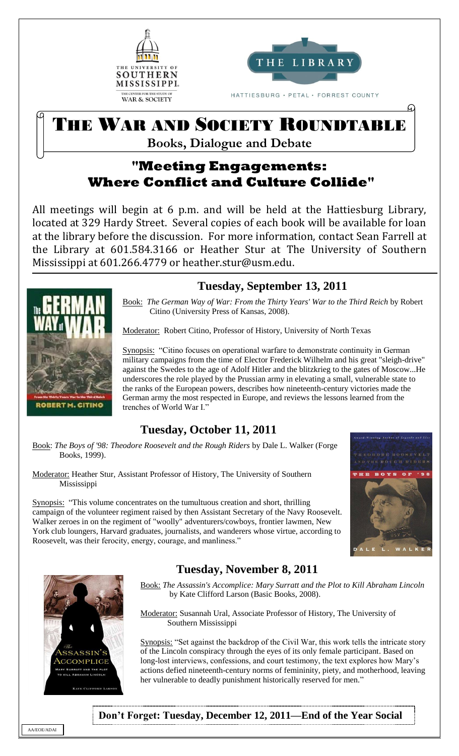THE UNIVERSITY OF SOUTHERN MISSISSIPPI
THE CENTER FOR THE STUDY OF WAR & SOCIETY

THE LIBRARY
HATTIESBURG · PETAL · FORREST COUNTY

# The War and Society Roundtable

**Books, Dialogue and Debate**

## "Meeting Engagements: Where Conflict and Culture Collide"

All meetings will begin at 6 p.m. and will be held at the Hattiesburg Library, located at 329 Hardy Street. Several copies of each book will be available for loan at the library before the discussion. For more information, contact Sean Farrell at the Library at 601.584.3166 or Heather Stur at The University of Southern Mississippi at 601.266.4779 or heather.stur@usm.edu.

### Tuesday, September 13, 2011

Book: *The German Way of War: From the Thirty Years' War to the Third Reich* by Robert Citino (University Press of Kansas, 2008).

Moderator: Robert Citino, Professor of History, University of North Texas

Synopsis: "Citino focuses on operational warfare to demonstrate continuity in German military campaigns from the time of Elector Frederick Wilhelm and his great "sleigh-drive" against the Swedes to the age of Adolf Hitler and the blitzkrieg to the gates of Moscow...He underscores the role played by the Prussian army in elevating a small, vulnerable state to the ranks of the European powers, describes how nineteenth-century victories made the German army the most respected in Europe, and reviews the lessons learned from the trenches of World War I."

### Tuesday, October 11, 2011

Book: *The Boys of '98: Theodore Roosevelt and the Rough Riders* by Dale L. Walker (Forge Books, 1999).

Moderator: Heather Stur, Assistant Professor of History, The University of Southern Mississippi

Synopsis: "This volume concentrates on the tumultuous creation and short, thrilling campaign of the volunteer regiment raised by then Assistant Secretary of the Navy Roosevelt. Walker zeroes in on the regiment of "woolly" adventurers/cowboys, frontier lawmen, New York club loungers, Harvard graduates, journalists, and wanderers whose virtue, according to Roosevelt, was their ferocity, energy, courage, and manliness."

### Tuesday, November 8, 2011

Book: *The Assassin's Accomplice: Mary Surratt and the Plot to Kill Abraham Lincoln* by Kate Clifford Larson (Basic Books, 2008).

Moderator: Susannah Ural, Associate Professor of History, The University of Southern Mississippi

Synopsis: "Set against the backdrop of the Civil War, this work tells the intricate story of the Lincoln conspiracy through the eyes of its only female participant. Based on long-lost interviews, confessions, and court testimony, the text explores how Mary's actions defied nineteenth-century norms of femininity, piety, and motherhood, leaving her vulnerable to deadly punishment historically reserved for men."

**Don't Forget: Tuesday, December 12, 2011—End of the Year Social**

AA/EOE/ADAI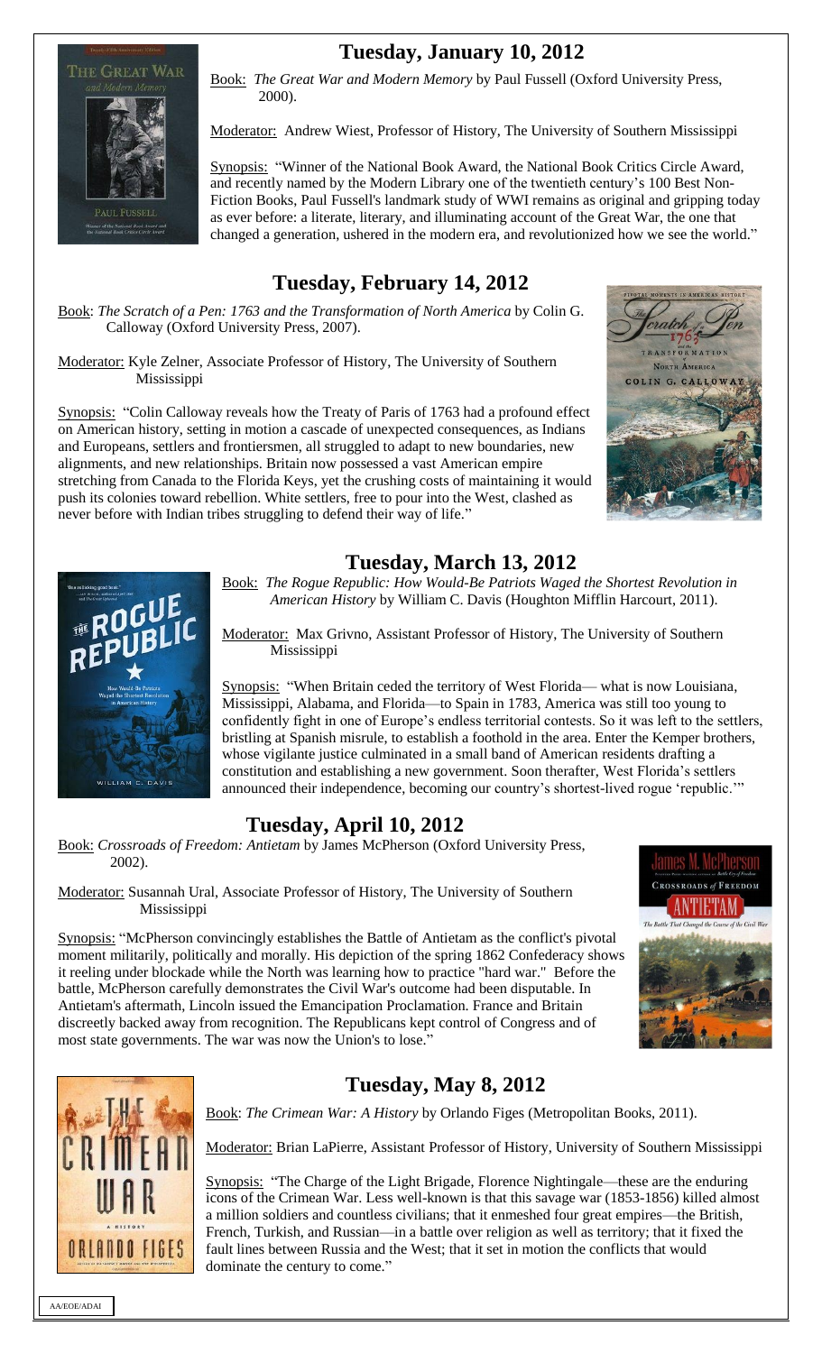## Tuesday, January 10, 2012

Book: *The Great War and Modern Memory* by Paul Fussell (Oxford University Press, 2000).

Moderator: Andrew Wiest, Professor of History, The University of Southern Mississippi

Synopsis: "Winner of the National Book Award, the National Book Critics Circle Award, and recently named by the Modern Library one of the twentieth century's 100 Best Non-Fiction Books, Paul Fussell's landmark study of WWI remains as original and gripping today as ever before: a literate, literary, and illuminating account of the Great War, the one that changed a generation, ushered in the modern era, and revolutionized how we see the world."

## Tuesday, February 14, 2012

Book: *The Scratch of a Pen: 1763 and the Transformation of North America* by Colin G. Calloway (Oxford University Press, 2007).

Moderator: Kyle Zelner, Associate Professor of History, The University of Southern Mississippi

Synopsis: "Colin Calloway reveals how the Treaty of Paris of 1763 had a profound effect on American history, setting in motion a cascade of unexpected consequences, as Indians and Europeans, settlers and frontiersmen, all struggled to adapt to new boundaries, new alignments, and new relationships. Britain now possessed a vast American empire stretching from Canada to the Florida Keys, yet the crushing costs of maintaining it would push its colonies toward rebellion. White settlers, free to pour into the West, clashed as never before with Indian tribes struggling to defend their way of life."

## Tuesday, March 13, 2012

Book: *The Rogue Republic: How Would-Be Patriots Waged the Shortest Revolution in American History* by William C. Davis (Houghton Mifflin Harcourt, 2011).

Moderator: Max Grivno, Assistant Professor of History, The University of Southern Mississippi

Synopsis: "When Britain ceded the territory of West Florida— what is now Louisiana, Mississippi, Alabama, and Florida—to Spain in 1783, America was still too young to confidently fight in one of Europe's endless territorial contests. So it was left to the settlers, bristling at Spanish misrule, to establish a foothold in the area. Enter the Kemper brothers, whose vigilante justice culminated in a small band of American residents drafting a constitution and establishing a new government. Soon therafter, West Florida's settlers announced their independence, becoming our country's shortest-lived rogue 'republic.'"

## Tuesday, April 10, 2012

Book: *Crossroads of Freedom: Antietam* by James McPherson (Oxford University Press, 2002).

Moderator: Susannah Ural, Associate Professor of History, The University of Southern Mississippi

Synopsis: "McPherson convincingly establishes the Battle of Antietam as the conflict's pivotal moment militarily, politically and morally. His depiction of the spring 1862 Confederacy shows it reeling under blockade while the North was learning how to practice "hard war." Before the battle, McPherson carefully demonstrates the Civil War's outcome had been disputable. In Antietam's aftermath, Lincoln issued the Emancipation Proclamation. France and Britain discreetly backed away from recognition. The Republicans kept control of Congress and of most state governments. The war was now the Union's to lose."

## Tuesday, May 8, 2012

Book: *The Crimean War: A History* by Orlando Figes (Metropolitan Books, 2011).

Moderator: Brian LaPierre, Assistant Professor of History, University of Southern Mississippi

Synopsis: "The Charge of the Light Brigade, Florence Nightingale—these are the enduring icons of the Crimean War. Less well-known is that this savage war (1853-1856) killed almost a million soldiers and countless civilians; that it enmeshed four great empires—the British, French, Turkish, and Russian—in a battle over religion as well as territory; that it fixed the fault lines between Russia and the West; that it set in motion the conflicts that would dominate the century to come."

AA/EOE/ADAI